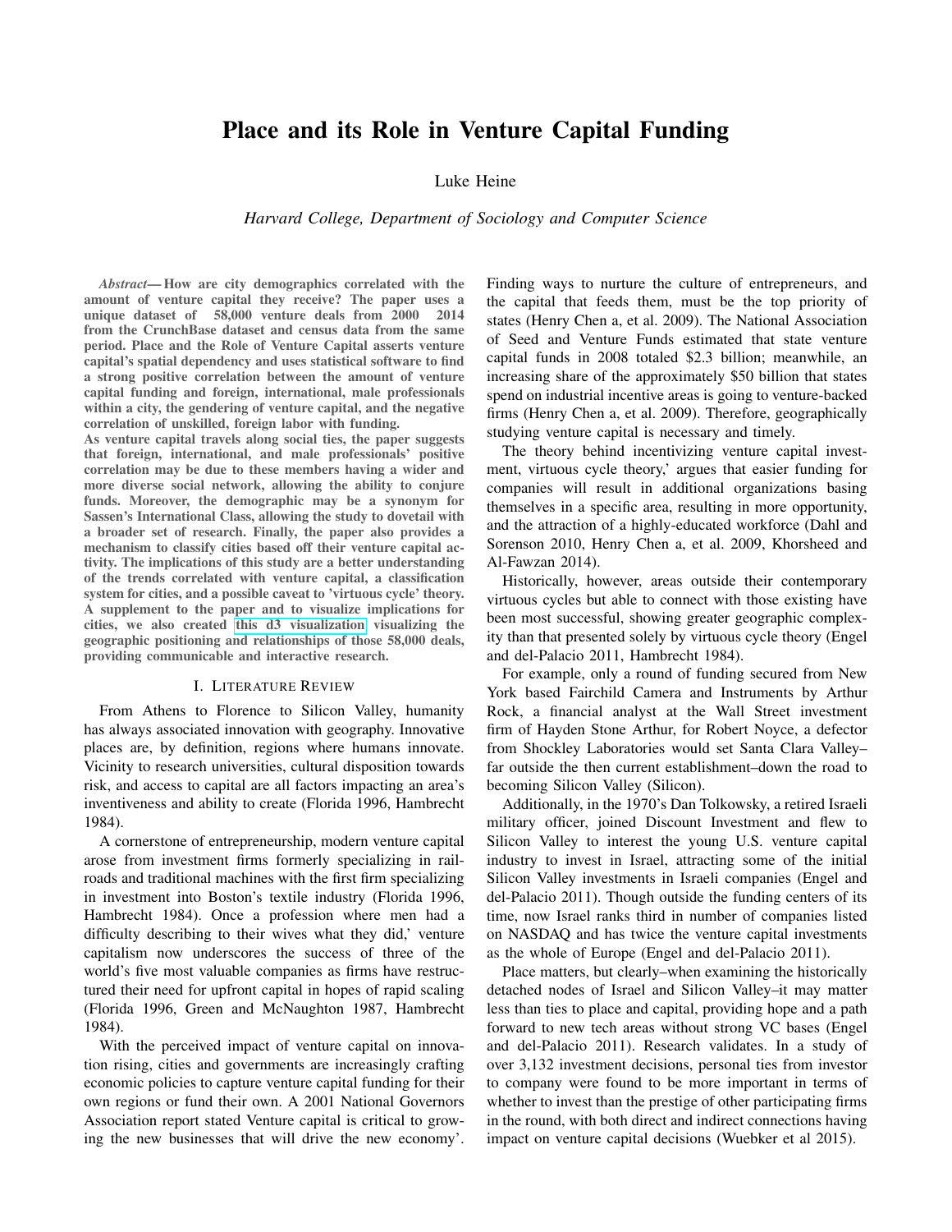# Place and its Role in Venture Capital Funding

Luke Heine

*Harvard College, Department of Sociology and Computer Science*

***Abstract*— How are city demographics correlated with the amount of venture capital they receive? The paper uses a unique dataset of 58,000 venture deals from 2000 2014 from the CrunchBase dataset and census data from the same period. Place and the Role of Venture Capital asserts venture capital's spatial dependency and uses statistical software to find a strong positive correlation between the amount of venture capital funding and foreign, international, male professionals within a city, the gendering of venture capital, and the negative correlation of unskilled, foreign labor with funding.**

**As venture capital travels along social ties, the paper suggests that foreign, international, and male professionals' positive correlation may be due to these members having a wider and more diverse social network, allowing the ability to conjure funds. Moreover, the demographic may be a synonym for Sassen's International Class, allowing the study to dovetail with a broader set of research. Finally, the paper also provides a mechanism to classify cities based off their venture capital activity. The implications of this study are a better understanding of the trends correlated with venture capital, a classification system for cities, and a possible caveat to 'virtuous cycle' theory. A supplement to the paper and to visualize implications for cities, we also created this d3 visualization visualizing the geographic positioning and relationships of those 58,000 deals, providing communicable and interactive research.**

## I. Literature Review

From Athens to Florence to Silicon Valley, humanity has always associated innovation with geography. Innovative places are, by definition, regions where humans innovate. Vicinity to research universities, cultural disposition towards risk, and access to capital are all factors impacting an area's inventiveness and ability to create (Florida 1996, Hambrecht 1984).

A cornerstone of entrepreneurship, modern venture capital arose from investment firms formerly specializing in railroads and traditional machines with the first firm specializing in investment into Boston's textile industry (Florida 1996, Hambrecht 1984). Once a profession where men had a difficulty describing to their wives what they did,' venture capitalism now underscores the success of three of the world's five most valuable companies as firms have restructured their need for upfront capital in hopes of rapid scaling (Florida 1996, Green and McNaughton 1987, Hambrecht 1984).

With the perceived impact of venture capital on innovation rising, cities and governments are increasingly crafting economic policies to capture venture capital funding for their own regions or fund their own. A 2001 National Governors Association report stated Venture capital is critical to growing the new businesses that will drive the new economy'. Finding ways to nurture the culture of entrepreneurs, and the capital that feeds them, must be the top priority of states (Henry Chen a, et al. 2009). The National Association of Seed and Venture Funds estimated that state venture capital funds in 2008 totaled \$2.3 billion; meanwhile, an increasing share of the approximately \$50 billion that states spend on industrial incentive areas is going to venture-backed firms (Henry Chen a, et al. 2009). Therefore, geographically studying venture capital is necessary and timely.

The theory behind incentivizing venture capital investment, virtuous cycle theory,' argues that easier funding for companies will result in additional organizations basing themselves in a specific area, resulting in more opportunity, and the attraction of a highly-educated workforce (Dahl and Sorenson 2010, Henry Chen a, et al. 2009, Khorsheed and Al-Fawzan 2014).

Historically, however, areas outside their contemporary virtuous cycles but able to connect with those existing have been most successful, showing greater geographic complexity than that presented solely by virtuous cycle theory (Engel and del-Palacio 2011, Hambrecht 1984).

For example, only a round of funding secured from New York based Fairchild Camera and Instruments by Arthur Rock, a financial analyst at the Wall Street investment firm of Hayden Stone Arthur, for Robert Noyce, a defector from Shockley Laboratories would set Santa Clara Valley–far outside the then current establishment–down the road to becoming Silicon Valley (Silicon).

Additionally, in the 1970's Dan Tolkowsky, a retired Israeli military officer, joined Discount Investment and flew to Silicon Valley to interest the young U.S. venture capital industry to invest in Israel, attracting some of the initial Silicon Valley investments in Israeli companies (Engel and del-Palacio 2011). Though outside the funding centers of its time, now Israel ranks third in number of companies listed on NASDAQ and has twice the venture capital investments as the whole of Europe (Engel and del-Palacio 2011).

Place matters, but clearly–when examining the historically detached nodes of Israel and Silicon Valley–it may matter less than ties to place and capital, providing hope and a path forward to new tech areas without strong VC bases (Engel and del-Palacio 2011). Research validates. In a study of over 3,132 investment decisions, personal ties from investor to company were found to be more important in terms of whether to invest than the prestige of other participating firms in the round, with both direct and indirect connections having impact on venture capital decisions (Wuebker et al 2015).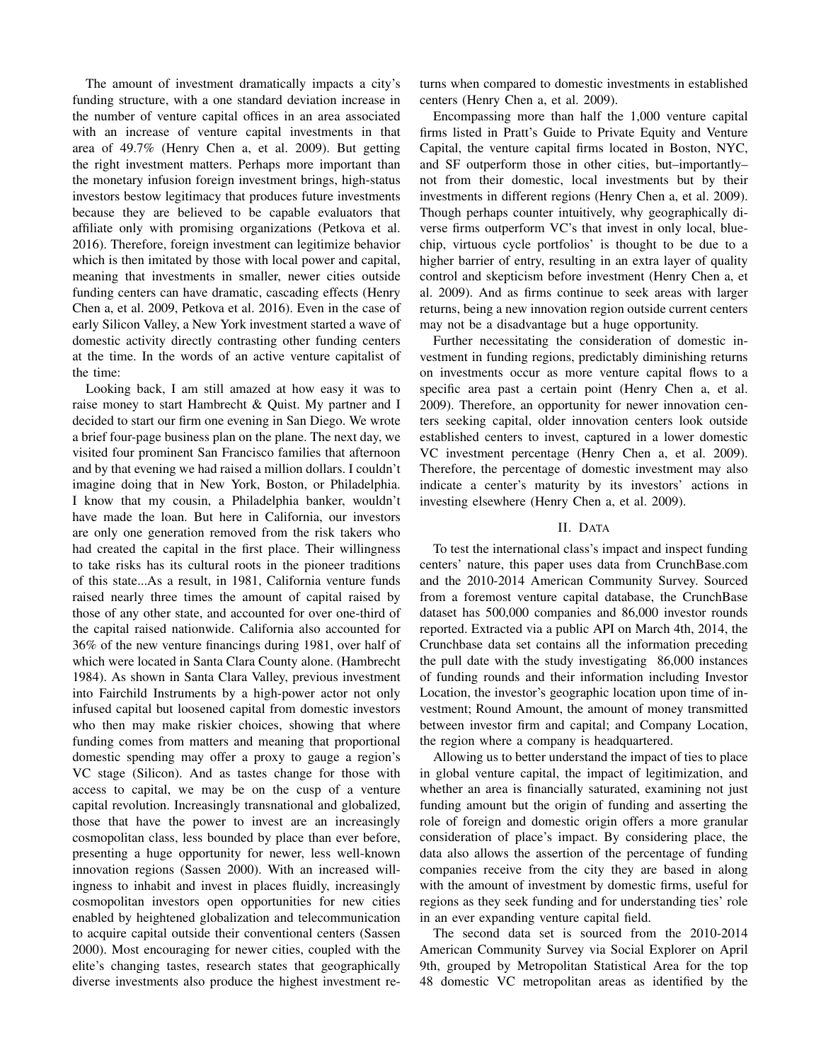The amount of investment dramatically impacts a city's funding structure, with a one standard deviation increase in the number of venture capital offices in an area associated with an increase of venture capital investments in that area of 49.7% (Henry Chen a, et al. 2009). But getting the right investment matters. Perhaps more important than the monetary infusion foreign investment brings, high-status investors bestow legitimacy that produces future investments because they are believed to be capable evaluators that affiliate only with promising organizations (Petkova et al. 2016). Therefore, foreign investment can legitimize behavior which is then imitated by those with local power and capital, meaning that investments in smaller, newer cities outside funding centers can have dramatic, cascading effects (Henry Chen a, et al. 2009, Petkova et al. 2016). Even in the case of early Silicon Valley, a New York investment started a wave of domestic activity directly contrasting other funding centers at the time. In the words of an active venture capitalist of the time:

Looking back, I am still amazed at how easy it was to raise money to start Hambrecht & Quist. My partner and I decided to start our firm one evening in San Diego. We wrote a brief four-page business plan on the plane. The next day, we visited four prominent San Francisco families that afternoon and by that evening we had raised a million dollars. I couldn't imagine doing that in New York, Boston, or Philadelphia. I know that my cousin, a Philadelphia banker, wouldn't have made the loan. But here in California, our investors are only one generation removed from the risk takers who had created the capital in the first place. Their willingness to take risks has its cultural roots in the pioneer traditions of this state...As a result, in 1981, California venture funds raised nearly three times the amount of capital raised by those of any other state, and accounted for over one-third of the capital raised nationwide. California also accounted for 36% of the new venture financings during 1981, over half of which were located in Santa Clara County alone. (Hambrecht 1984). As shown in Santa Clara Valley, previous investment into Fairchild Instruments by a high-power actor not only infused capital but loosened capital from domestic investors who then may make riskier choices, showing that where funding comes from matters and meaning that proportional domestic spending may offer a proxy to gauge a region's VC stage (Silicon). And as tastes change for those with access to capital, we may be on the cusp of a venture capital revolution. Increasingly transnational and globalized, those that have the power to invest are an increasingly cosmopolitan class, less bounded by place than ever before, presenting a huge opportunity for newer, less well-known innovation regions (Sassen 2000). With an increased willingness to inhabit and invest in places fluidly, increasingly cosmopolitan investors open opportunities for new cities enabled by heightened globalization and telecommunication to acquire capital outside their conventional centers (Sassen 2000). Most encouraging for newer cities, coupled with the elite's changing tastes, research states that geographically diverse investments also produce the highest investment returns when compared to domestic investments in established centers (Henry Chen a, et al. 2009).

Encompassing more than half the 1,000 venture capital firms listed in Pratt's Guide to Private Equity and Venture Capital, the venture capital firms located in Boston, NYC, and SF outperform those in other cities, but–importantly–not from their domestic, local investments but by their investments in different regions (Henry Chen a, et al. 2009). Though perhaps counter intuitively, why geographically diverse firms outperform VC's that invest in only local, blue-chip, virtuous cycle portfolios' is thought to be due to a higher barrier of entry, resulting in an extra layer of quality control and skepticism before investment (Henry Chen a, et al. 2009). And as firms continue to seek areas with larger returns, being a new innovation region outside current centers may not be a disadvantage but a huge opportunity.

Further necessitating the consideration of domestic investment in funding regions, predictably diminishing returns on investments occur as more venture capital flows to a specific area past a certain point (Henry Chen a, et al. 2009). Therefore, an opportunity for newer innovation centers seeking capital, older innovation centers look outside established centers to invest, captured in a lower domestic VC investment percentage (Henry Chen a, et al. 2009). Therefore, the percentage of domestic investment may also indicate a center's maturity by its investors' actions in investing elsewhere (Henry Chen a, et al. 2009).

## II. Data

To test the international class's impact and inspect funding centers' nature, this paper uses data from CrunchBase.com and the 2010-2014 American Community Survey. Sourced from a foremost venture capital database, the CrunchBase dataset has 500,000 companies and 86,000 investor rounds reported. Extracted via a public API on March 4th, 2014, the Crunchbase data set contains all the information preceding the pull date with the study investigating 86,000 instances of funding rounds and their information including Investor Location, the investor's geographic location upon time of investment; Round Amount, the amount of money transmitted between investor firm and capital; and Company Location, the region where a company is headquartered.

Allowing us to better understand the impact of ties to place in global venture capital, the impact of legitimization, and whether an area is financially saturated, examining not just funding amount but the origin of funding and asserting the role of foreign and domestic origin offers a more granular consideration of place's impact. By considering place, the data also allows the assertion of the percentage of funding companies receive from the city they are based in along with the amount of investment by domestic firms, useful for regions as they seek funding and for understanding ties' role in an ever expanding venture capital field.

The second data set is sourced from the 2010-2014 American Community Survey via Social Explorer on April 9th, grouped by Metropolitan Statistical Area for the top 48 domestic VC metropolitan areas as identified by the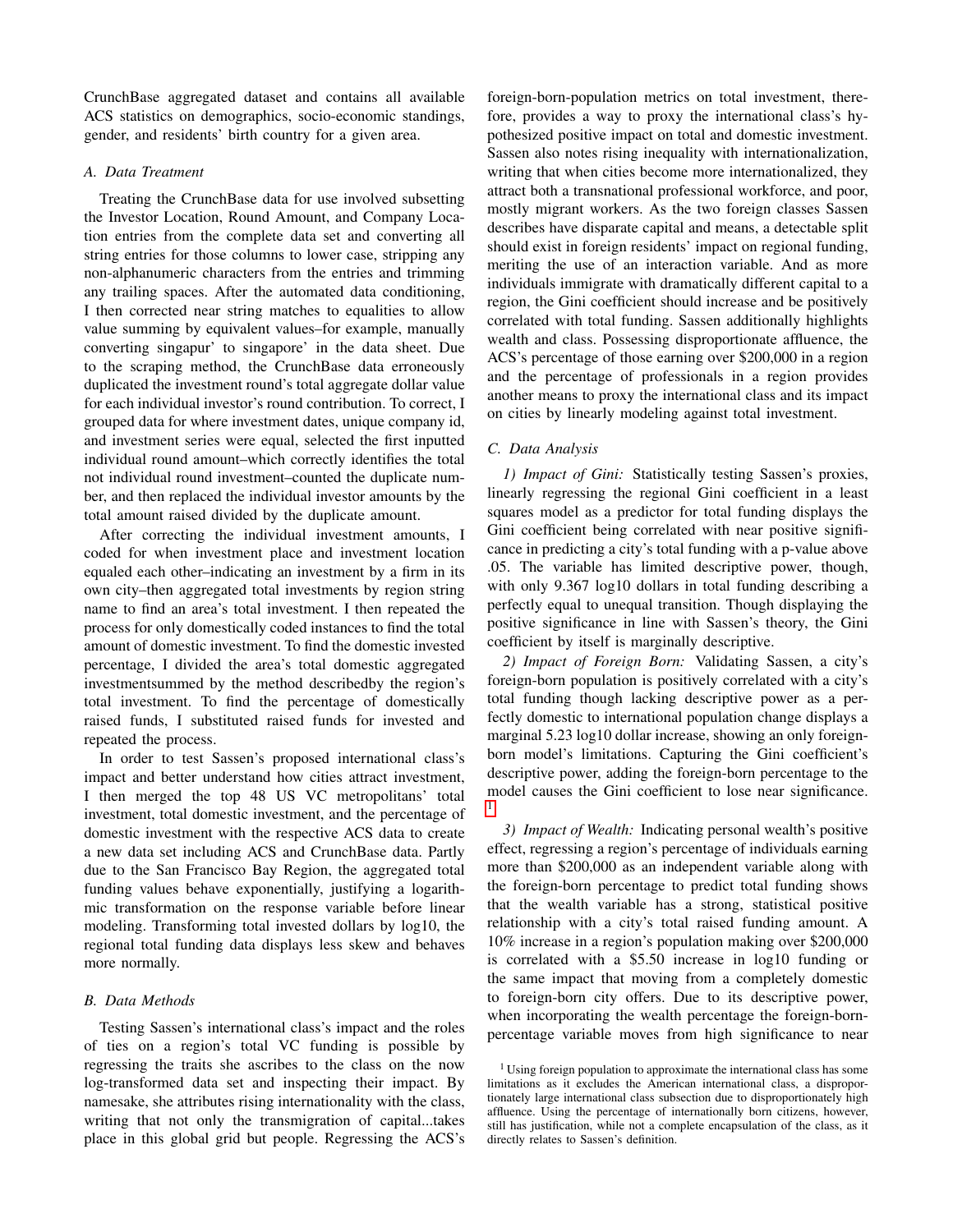CrunchBase aggregated dataset and contains all available ACS statistics on demographics, socio-economic standings, gender, and residents' birth country for a given area.

### A. Data Treatment

Treating the CrunchBase data for use involved subsetting the Investor Location, Round Amount, and Company Location entries from the complete data set and converting all string entries for those columns to lower case, stripping any non-alphanumeric characters from the entries and trimming any trailing spaces. After the automated data conditioning, I then corrected near string matches to equalities to allow value summing by equivalent values–for example, manually converting singapur' to singapore' in the data sheet. Due to the scraping method, the CrunchBase data erroneously duplicated the investment round's total aggregate dollar value for each individual investor's round contribution. To correct, I grouped data for where investment dates, unique company id, and investment series were equal, selected the first inputted individual round amount–which correctly identifies the total not individual round investment–counted the duplicate number, and then replaced the individual investor amounts by the total amount raised divided by the duplicate amount.

After correcting the individual investment amounts, I coded for when investment place and investment location equaled each other–indicating an investment by a firm in its own city–then aggregated total investments by region string name to find an area's total investment. I then repeated the process for only domestically coded instances to find the total amount of domestic investment. To find the domestic invested percentage, I divided the area's total domestic aggregated investmentsummed by the method describedby the region's total investment. To find the percentage of domestically raised funds, I substituted raised funds for invested and repeated the process.

In order to test Sassen's proposed international class's impact and better understand how cities attract investment, I then merged the top 48 US VC metropolitans' total investment, total domestic investment, and the percentage of domestic investment with the respective ACS data to create a new data set including ACS and CrunchBase data. Partly due to the San Francisco Bay Region, the aggregated total funding values behave exponentially, justifying a logarithmic transformation on the response variable before linear modeling. Transforming total invested dollars by log10, the regional total funding data displays less skew and behaves more normally.

### B. Data Methods

Testing Sassen's international class's impact and the roles of ties on a region's total VC funding is possible by regressing the traits she ascribes to the class on the now log-transformed data set and inspecting their impact. By namesake, she attributes rising internationality with the class, writing that not only the transmigration of capital...takes place in this global grid but people. Regressing the ACS's foreign-born-population metrics on total investment, therefore, provides a way to proxy the international class's hypothesized positive impact on total and domestic investment. Sassen also notes rising inequality with internationalization, writing that when cities become more internationalized, they attract both a transnational professional workforce, and poor, mostly migrant workers. As the two foreign classes Sassen describes have disparate capital and means, a detectable split should exist in foreign residents' impact on regional funding, meriting the use of an interaction variable. And as more individuals immigrate with dramatically different capital to a region, the Gini coefficient should increase and be positively correlated with total funding. Sassen additionally highlights wealth and class. Possessing disproportionate affluence, the ACS's percentage of those earning over \$200,000 in a region and the percentage of professionals in a region provides another means to proxy the international class and its impact on cities by linearly modeling against total investment.

### C. Data Analysis

*1) Impact of Gini:* Statistically testing Sassen's proxies, linearly regressing the regional Gini coefficient in a least squares model as a predictor for total funding displays the Gini coefficient being correlated with near positive significance in predicting a city's total funding with a p-value above .05. The variable has limited descriptive power, though, with only 9.367 log10 dollars in total funding describing a perfectly equal to unequal transition. Though displaying the positive significance in line with Sassen's theory, the Gini coefficient by itself is marginally descriptive.

*2) Impact of Foreign Born:* Validating Sassen, a city's foreign-born population is positively correlated with a city's total funding though lacking descriptive power as a perfectly domestic to international population change displays a marginal 5.23 log10 dollar increase, showing an only foreign-born model's limitations. Capturing the Gini coefficient's descriptive power, adding the foreign-born percentage to the model causes the Gini coefficient to lose near significance. [1]

*3) Impact of Wealth:* Indicating personal wealth's positive effect, regressing a region's percentage of individuals earning more than \$200,000 as an independent variable along with the foreign-born percentage to predict total funding shows that the wealth variable has a strong, statistical positive relationship with a city's total raised funding amount. A 10% increase in a region's population making over \$200,000 is correlated with a \$5.50 increase in log10 funding or the same impact that moving from a completely domestic to foreign-born city offers. Due to its descriptive power, when incorporating the wealth percentage the foreign-born-percentage variable moves from high significance to near

[1] Using foreign population to approximate the international class has some limitations as it excludes the American international class, a disproportionately large international class subsection due to disproportionately high affluence. Using the percentage of internationally born citizens, however, still has justification, while not a complete encapsulation of the class, as it directly relates to Sassen's definition.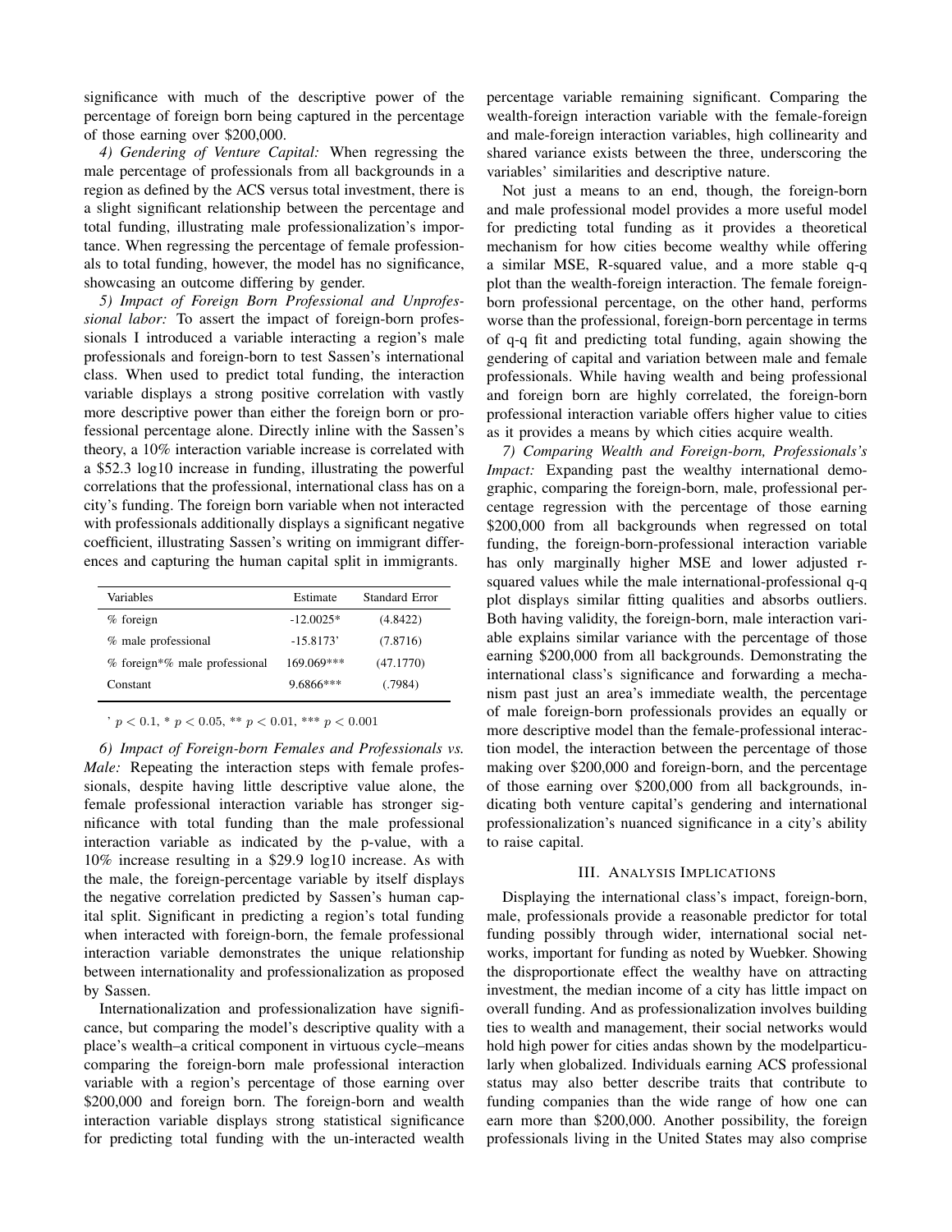significance with much of the descriptive power of the percentage of foreign born being captured in the percentage of those earning over $200,000.

*4) Gendering of Venture Capital:* When regressing the male percentage of professionals from all backgrounds in a region as defined by the ACS versus total investment, there is a slight significant relationship between the percentage and total funding, illustrating male professionalization's importance. When regressing the percentage of female professionals to total funding, however, the model has no significance, showcasing an outcome differing by gender.

*5) Impact of Foreign Born Professional and Unprofessional labor:* To assert the impact of foreign-born professionals I introduced a variable interacting a region's male professionals and foreign-born to test Sassen's international class. When used to predict total funding, the interaction variable displays a strong positive correlation with vastly more descriptive power than either the foreign born or professional percentage alone. Directly inline with the Sassen's theory, a 10% interaction variable increase is correlated with a $52.3 log10 increase in funding, illustrating the powerful correlations that the professional, international class has on a city's funding. The foreign born variable when not interacted with professionals additionally displays a significant negative coefficient, illustrating Sassen's writing on immigrant differences and capturing the human capital split in immigrants.

| Variables | Estimate | Standard Error |
|---|---|---|
| % foreign | -12.0025* | (4.8422) |
| % male professional | -15.8173' | (7.8716) |
| % foreign*% male professional | 169.069*** | (47.1770) |
| Constant | 9.6866*** | (.7984) |

' $p < 0.1$, * $p < 0.05$, ** $p < 0.01$, *** $p < 0.001$

*6) Impact of Foreign-born Females and Professionals vs. Male:* Repeating the interaction steps with female professionals, despite having little descriptive value alone, the female professional interaction variable has stronger significance with total funding than the male professional interaction variable as indicated by the p-value, with a 10% increase resulting in a $29.9 log10 increase. As with the male, the foreign-percentage variable by itself displays the negative correlation predicted by Sassen's human capital split. Significant in predicting a region's total funding when interacted with foreign-born, the female professional interaction variable demonstrates the unique relationship between internationality and professionalization as proposed by Sassen.

Internationalization and professionalization have significance, but comparing the model's descriptive quality with a place's wealth–a critical component in virtuous cycle–means comparing the foreign-born male professional interaction variable with a region's percentage of those earning over $200,000 and foreign born. The foreign-born and wealth interaction variable displays strong statistical significance for predicting total funding with the un-interacted wealth percentage variable remaining significant. Comparing the wealth-foreign interaction variable with the female-foreign and male-foreign interaction variables, high collinearity and shared variance exists between the three, underscoring the variables' similarities and descriptive nature.

Not just a means to an end, though, the foreign-born and male professional model provides a more useful model for predicting total funding as it provides a theoretical mechanism for how cities become wealthy while offering a similar MSE, R-squared value, and a more stable q-q plot than the wealth-foreign interaction. The female foreign-born professional percentage, on the other hand, performs worse than the professional, foreign-born percentage in terms of q-q fit and predicting total funding, again showing the gendering of capital and variation between male and female professionals. While having wealth and being professional and foreign born are highly correlated, the foreign-born professional interaction variable offers higher value to cities as it provides a means by which cities acquire wealth.

*7) Comparing Wealth and Foreign-born, Professionals's Impact:* Expanding past the wealthy international demographic, comparing the foreign-born, male, professional percentage regression with the percentage of those earning $200,000 from all backgrounds when regressed on total funding, the foreign-born-professional interaction variable has only marginally higher MSE and lower adjusted r-squared values while the male international-professional q-q plot displays similar fitting qualities and absorbs outliers. Both having validity, the foreign-born, male interaction variable explains similar variance with the percentage of those earning $200,000 from all backgrounds. Demonstrating the international class's significance and forwarding a mechanism past just an area's immediate wealth, the percentage of male foreign-born professionals provides an equally or more descriptive model than the female-professional interaction model, the interaction between the percentage of those making over $200,000 and foreign-born, and the percentage of those earning over $200,000 from all backgrounds, indicating both venture capital's gendering and international professionalization's nuanced significance in a city's ability to raise capital.

## III. Analysis Implications

Displaying the international class's impact, foreign-born, male, professionals provide a reasonable predictor for total funding possibly through wider, international social networks, important for funding as noted by Wuebker. Showing the disproportionate effect the wealthy have on attracting investment, the median income of a city has little impact on overall funding. And as professionalization involves building ties to wealth and management, their social networks would hold high power for cities andas shown by the modelparticularly when globalized. Individuals earning ACS professional status may also better describe traits that contribute to funding companies than the wide range of how one can earn more than $200,000. Another possibility, the foreign professionals living in the United States may also comprise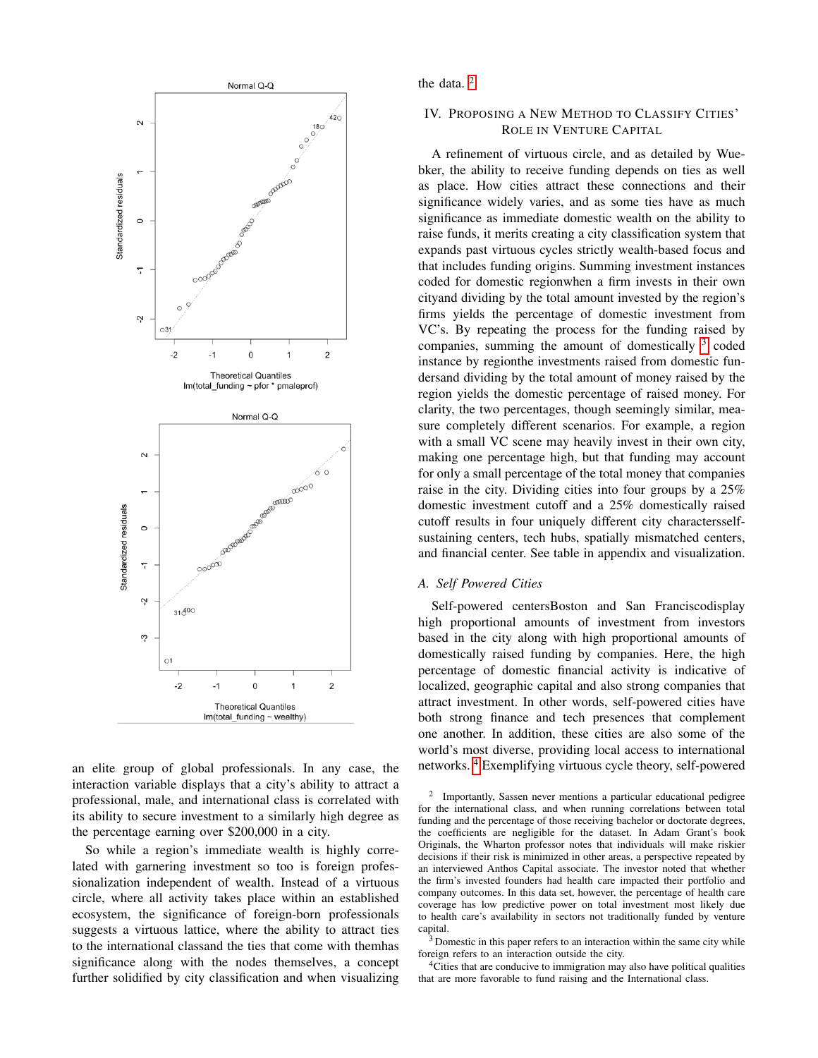an elite group of global professionals. In any case, the interaction variable displays that a city's ability to attract a professional, male, and international class is correlated with its ability to secure investment to a similarly high degree as the percentage earning over $200,000 in a city.

So while a region's immediate wealth is highly correlated with garnering investment so too is foreign professionalization independent of wealth. Instead of a virtuous circle, where all activity takes place within an established ecosystem, the significance of foreign-born professionals suggests a virtuous lattice, where the ability to attract ties to the international classand the ties that come with themhas significance along with the nodes themselves, a concept further solidified by city classification and when visualizing the data. [2]

## IV. Proposing a New Method to Classify Cities' Role in Venture Capital

A refinement of virtuous circle, and as detailed by Wuebker, the ability to receive funding depends on ties as well as place. How cities attract these connections and their significance widely varies, and as some ties have as much significance as immediate domestic wealth on the ability to raise funds, it merits creating a city classification system that expands past virtuous cycles strictly wealth-based focus and that includes funding origins. Summing investment instances coded for domestic regionwhen a firm invests in their own cityand dividing by the total amount invested by the region's firms yields the percentage of domestic investment from VC's. By repeating the process for the funding raised by companies, summing the amount of domestically [3] coded instance by regionthe investments raised from domestic fundersand dividing by the total amount of money raised by the region yields the domestic percentage of raised money. For clarity, the two percentages, though seemingly similar, measure completely different scenarios. For example, a region with a small VC scene may heavily invest in their own city, making one percentage high, but that funding may account for only a small percentage of the total money that companies raise in the city. Dividing cities into four groups by a 25% domestic investment cutoff and a 25% domestically raised cutoff results in four uniquely different city charactersself-sustaining centers, tech hubs, spatially mismatched centers, and financial center. See table in appendix and visualization.

### A. Self Powered Cities

Self-powered centersBoston and San Franciscodisplay high proportional amounts of investment from investors based in the city along with high proportional amounts of domestically raised funding by companies. Here, the high percentage of domestic financial activity is indicative of localized, geographic capital and also strong companies that attract investment. In other words, self-powered cities have both strong finance and tech presences that complement one another. In addition, these cities are also some of the world's most diverse, providing local access to international networks. [4] Exemplifying virtuous cycle theory, self-powered

[2] Importantly, Sassen never mentions a particular educational pedigree for the international class, and when running correlations between total funding and the percentage of those receiving bachelor or doctorate degrees, the coefficients are negligible for the dataset. In Adam Grant's book Originals, the Wharton professor notes that individuals will make riskier decisions if their risk is minimized in other areas, a perspective repeated by an interviewed Anthos Capital associate. The investor noted that whether the firm's invested founders had health care impacted their portfolio and company outcomes. In this data set, however, the percentage of health care coverage has low predictive power on total investment most likely due to health care's availability in sectors not traditionally funded by venture capital.

[3] Domestic in this paper refers to an interaction within the same city while foreign refers to an interaction outside the city.

[4] Cities that are conducive to immigration may also have political qualities that are more favorable to fund raising and the International class.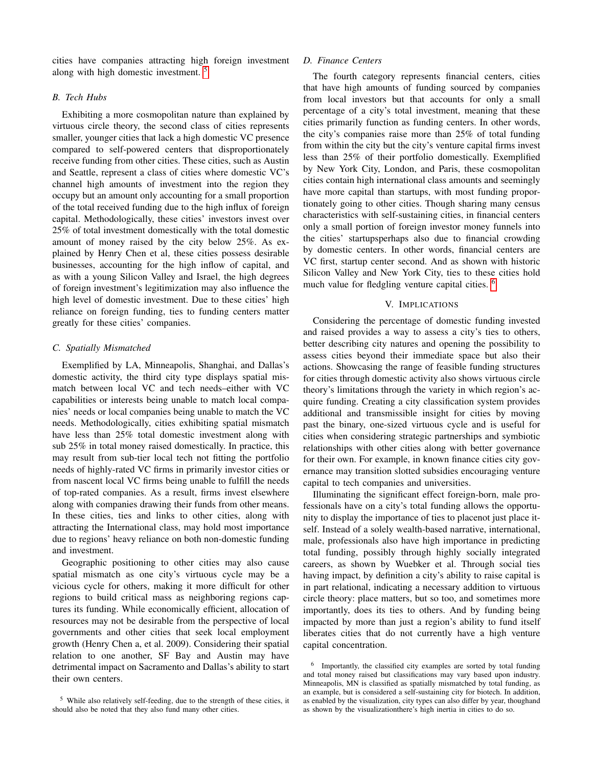cities have companies attracting high foreign investment along with high domestic investment. [5]

### B. Tech Hubs

Exhibiting a more cosmopolitan nature than explained by virtuous circle theory, the second class of cities represents smaller, younger cities that lack a high domestic VC presence compared to self-powered centers that disproportionately receive funding from other cities. These cities, such as Austin and Seattle, represent a class of cities where domestic VC's channel high amounts of investment into the region they occupy but an amount only accounting for a small proportion of the total received funding due to the high influx of foreign capital. Methodologically, these cities' investors invest over 25% of total investment domestically with the total domestic amount of money raised by the city below 25%. As explained by Henry Chen et al, these cities possess desirable businesses, accounting for the high inflow of capital, and as with a young Silicon Valley and Israel, the high degrees of foreign investment's legitimization may also influence the high level of domestic investment. Due to these cities' high reliance on foreign funding, ties to funding centers matter greatly for these cities' companies.

### C. Spatially Mismatched

Exemplified by LA, Minneapolis, Shanghai, and Dallas's domestic activity, the third city type displays spatial mismatch between local VC and tech needs–either with VC capabilities or interests being unable to match local companies' needs or local companies being unable to match the VC needs. Methodologically, cities exhibiting spatial mismatch have less than 25% total domestic investment along with sub 25% in total money raised domestically. In practice, this may result from sub-tier local tech not fitting the portfolio needs of highly-rated VC firms in primarily investor cities or from nascent local VC firms being unable to fulfill the needs of top-rated companies. As a result, firms invest elsewhere along with companies drawing their funds from other means. In these cities, ties and links to other cities, along with attracting the International class, may hold most importance due to regions' heavy reliance on both non-domestic funding and investment.

Geographic positioning to other cities may also cause spatial mismatch as one city's virtuous cycle may be a vicious cycle for others, making it more difficult for other regions to build critical mass as neighboring regions captures its funding. While economically efficient, allocation of resources may not be desirable from the perspective of local governments and other cities that seek local employment growth (Henry Chen a, et al. 2009). Considering their spatial relation to one another, SF Bay and Austin may have detrimental impact on Sacramento and Dallas's ability to start their own centers.

[5] While also relatively self-feeding, due to the strength of these cities, it should also be noted that they also fund many other cities.

### D. Finance Centers

The fourth category represents financial centers, cities that have high amounts of funding sourced by companies from local investors but that accounts for only a small percentage of a city's total investment, meaning that these cities primarily function as funding centers. In other words, the city's companies raise more than 25% of total funding from within the city but the city's venture capital firms invest less than 25% of their portfolio domestically. Exemplified by New York City, London, and Paris, these cosmopolitan cities contain high international class amounts and seemingly have more capital than startups, with most funding proportionately going to other cities. Though sharing many census characteristics with self-sustaining cities, in financial centers only a small portion of foreign investor money funnels into the cities' startupsperhaps also due to financial crowding by domestic centers. In other words, financial centers are VC first, startup center second. And as shown with historic Silicon Valley and New York City, ties to these cities hold much value for fledgling venture capital cities. [6]

## V. Implications

Considering the percentage of domestic funding invested and raised provides a way to assess a city's ties to others, better describing city natures and opening the possibility to assess cities beyond their immediate space but also their actions. Showcasing the range of feasible funding structures for cities through domestic activity also shows virtuous circle theory's limitations through the variety in which region's acquire funding. Creating a city classification system provides additional and transmissible insight for cities by moving past the binary, one-sized virtuous cycle and is useful for cities when considering strategic partnerships and symbiotic relationships with other cities along with better governance for their own. For example, in known finance cities city governance may transition slotted subsidies encouraging venture capital to tech companies and universities.

Illuminating the significant effect foreign-born, male professionals have on a city's total funding allows the opportunity to display the importance of ties to placenot just place itself. Instead of a solely wealth-based narrative, international, male, professionals also have high importance in predicting total funding, possibly through highly socially integrated careers, as shown by Wuebker et al. Through social ties having impact, by definition a city's ability to raise capital is in part relational, indicating a necessary addition to virtuous circle theory: place matters, but so too, and sometimes more importantly, does its ties to others. And by funding being impacted by more than just a region's ability to fund itself liberates cities that do not currently have a high venture capital concentration.

[6] Importantly, the classified city examples are sorted by total funding and total money raised but classifications may vary based upon industry. Minneapolis, MN is classified as spatially mismatched by total funding, as an example, but is considered a self-sustaining city for biotech. In addition, as enabled by the visualization, city types can also differ by year, thoughand as shown by the visualizationthere's high inertia in cities to do so.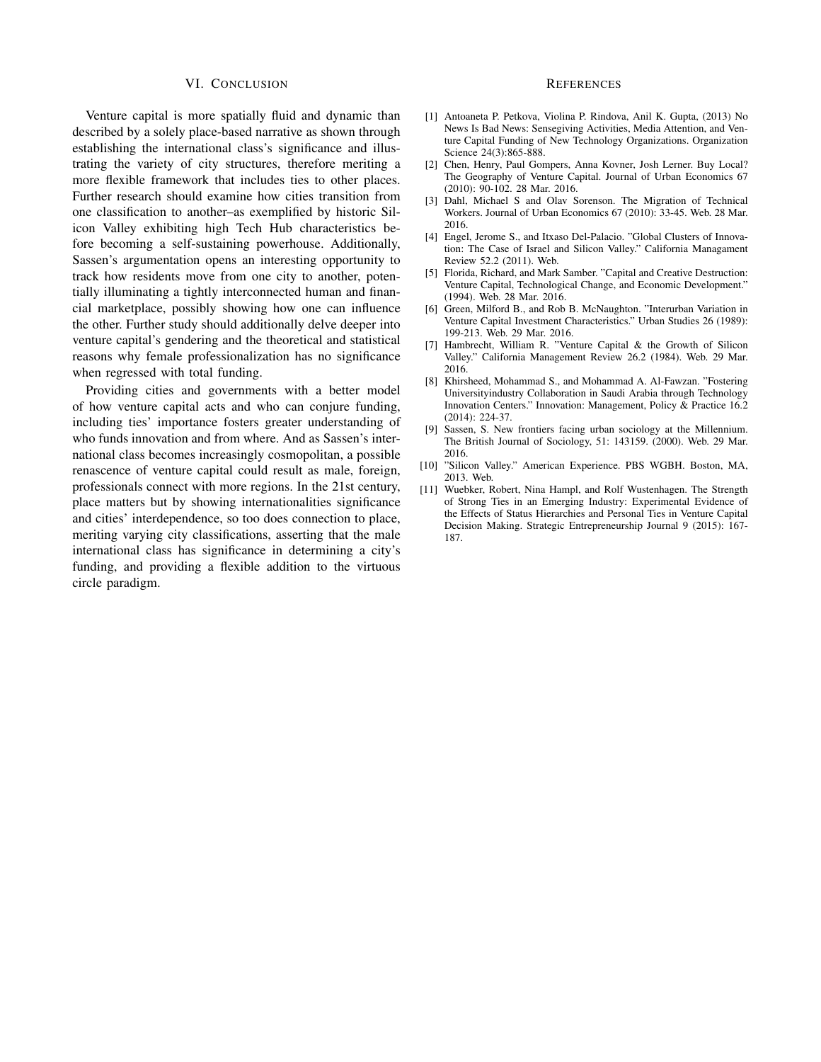## VI. Conclusion

Venture capital is more spatially fluid and dynamic than described by a solely place-based narrative as shown through establishing the international class's significance and illustrating the variety of city structures, therefore meriting a more flexible framework that includes ties to other places. Further research should examine how cities transition from one classification to another–as exemplified by historic Silicon Valley exhibiting high Tech Hub characteristics before becoming a self-sustaining powerhouse. Additionally, Sassen's argumentation opens an interesting opportunity to track how residents move from one city to another, potentially illuminating a tightly interconnected human and financial marketplace, possibly showing how one can influence the other. Further study should additionally delve deeper into venture capital's gendering and the theoretical and statistical reasons why female professionalization has no significance when regressed with total funding.

Providing cities and governments with a better model of how venture capital acts and who can conjure funding, including ties' importance fosters greater understanding of who funds innovation and from where. And as Sassen's international class becomes increasingly cosmopolitan, a possible renascence of venture capital could result as male, foreign, professionals connect with more regions. In the 21st century, place matters but by showing internationalities significance and cities' interdependence, so too does connection to place, meriting varying city classifications, asserting that the male international class has significance in determining a city's funding, and providing a flexible addition to the virtuous circle paradigm.

## References

[1] Antoaneta P. Petkova, Violina P. Rindova, Anil K. Gupta, (2013) No News Is Bad News: Sensegiving Activities, Media Attention, and Venture Capital Funding of New Technology Organizations. Organization Science 24(3):865-888.

[2] Chen, Henry, Paul Gompers, Anna Kovner, Josh Lerner. Buy Local? The Geography of Venture Capital. Journal of Urban Economics 67 (2010): 90-102. 28 Mar. 2016.

[3] Dahl, Michael S and Olav Sorenson. The Migration of Technical Workers. Journal of Urban Economics 67 (2010): 33-45. Web. 28 Mar. 2016.

[4] Engel, Jerome S., and Itxaso Del-Palacio. "Global Clusters of Innovation: The Case of Israel and Silicon Valley." California Managament Review 52.2 (2011). Web.

[5] Florida, Richard, and Mark Samber. "Capital and Creative Destruction: Venture Capital, Technological Change, and Economic Development." (1994). Web. 28 Mar. 2016.

[6] Green, Milford B., and Rob B. McNaughton. "Interurban Variation in Venture Capital Investment Characteristics." Urban Studies 26 (1989): 199-213. Web. 29 Mar. 2016.

[7] Hambrecht, William R. "Venture Capital & the Growth of Silicon Valley." California Management Review 26.2 (1984). Web. 29 Mar. 2016.

[8] Khirsheed, Mohammad S., and Mohammad A. Al-Fawzan. "Fostering Universityindustry Collaboration in Saudi Arabia through Technology Innovation Centers." Innovation: Management, Policy & Practice 16.2 (2014): 224-37.

[9] Sassen, S. New frontiers facing urban sociology at the Millennium. The British Journal of Sociology, 51: 143159. (2000). Web. 29 Mar. 2016.

[10] "Silicon Valley." American Experience. PBS WGBH. Boston, MA, 2013. Web.

[11] Wuebker, Robert, Nina Hampl, and Rolf Wustenhagen. The Strength of Strong Ties in an Emerging Industry: Experimental Evidence of the Effects of Status Hierarchies and Personal Ties in Venture Capital Decision Making. Strategic Entrepreneurship Journal 9 (2015): 167-187.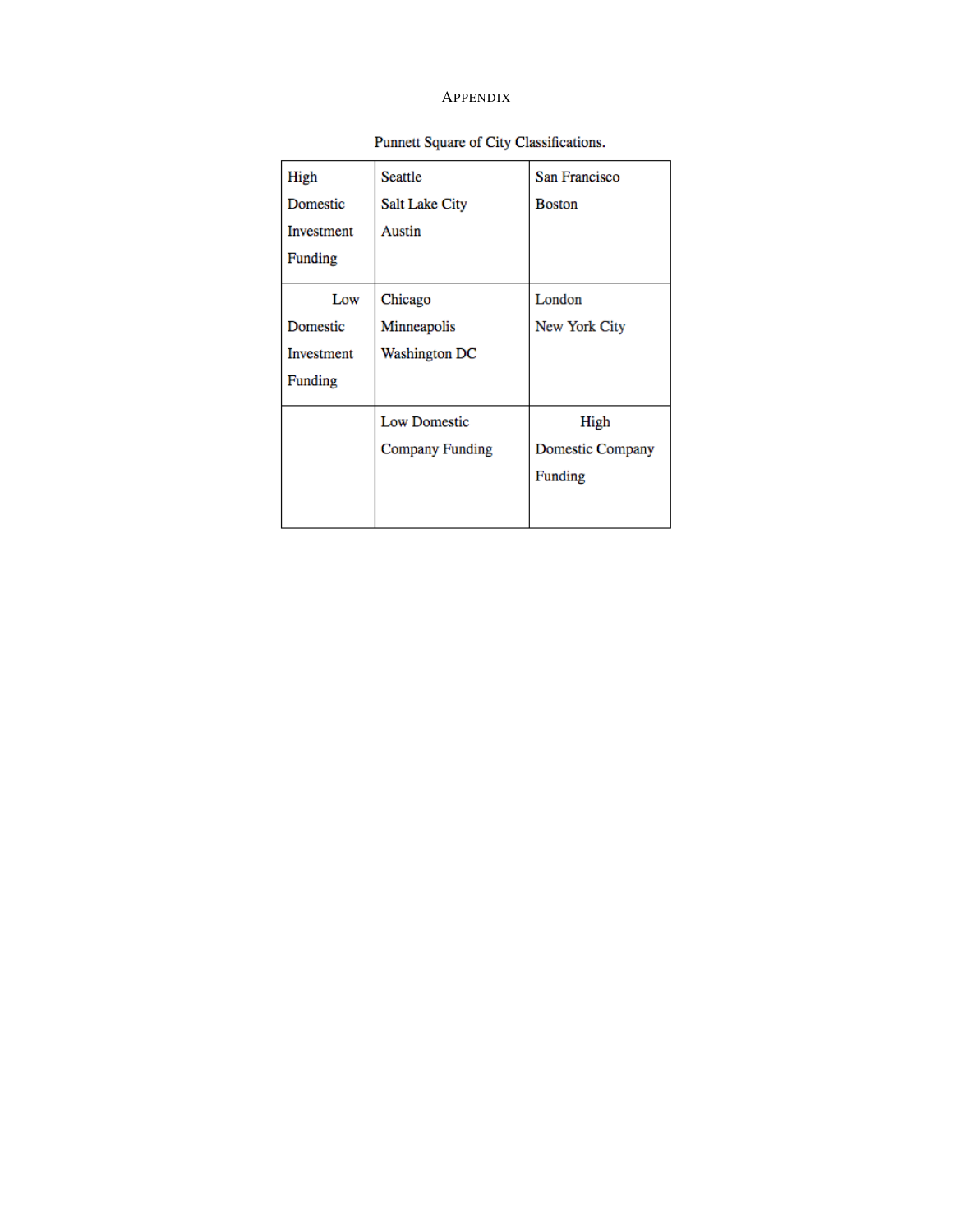# Appendix

Punnett Square of City Classifications.

| | | |
|---|---|---|
| High Domestic Investment Funding | Seattle<br>Salt Lake City<br>Austin | San Francisco<br>Boston |
| Low Domestic Investment Funding | Chicago<br>Minneapolis<br>Washington DC | London<br>New York City |
| | Low Domestic Company Funding | High Domestic Company Funding |